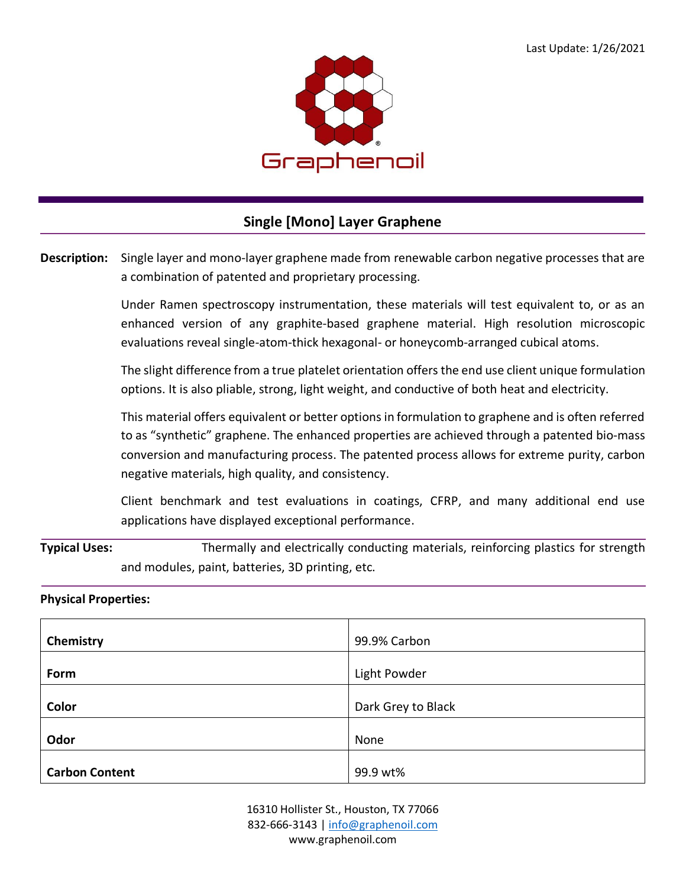Last Update: 1/26/2021

Graphenoil

## Single [Mono] Layer Graphene

**Description:** Single layer and mono-layer graphene made from renewable carbon negative processes that are a combination of patented and proprietary processing.

Under Ramen spectroscopy instrumentation, these materials will test equivalent to, or as an enhanced version of any graphite-based graphene material. High resolution microscopic evaluations reveal single-atom-thick hexagonal- or honeycomb-arranged cubical atoms.

The slight difference from a true platelet orientation offers the end use client unique formulation options. It is also pliable, strong, light weight, and conductive of both heat and electricity.

This material offers equivalent or better options in formulation to graphene and is often referred to as "synthetic" graphene. The enhanced properties are achieved through a patented bio-mass conversion and manufacturing process. The patented process allows for extreme purity, carbon negative materials, high quality, and consistency.

Client benchmark and test evaluations in coatings, CFRP, and many additional end use applications have displayed exceptional performance.

**Typical Uses:** Thermally and electrically conducting materials, reinforcing plastics for strength and modules, paint, batteries, 3D printing, etc.

**Physical Properties:**

| | |
|---|---|
| **Chemistry** | 99.9% Carbon |
| **Form** | Light Powder |
| **Color** | Dark Grey to Black |
| **Odor** | None |
| **Carbon Content** | 99.9 wt% |

16310 Hollister St., Houston, TX 77066
832-666-3143 | info@graphenoil.com
www.graphenoil.com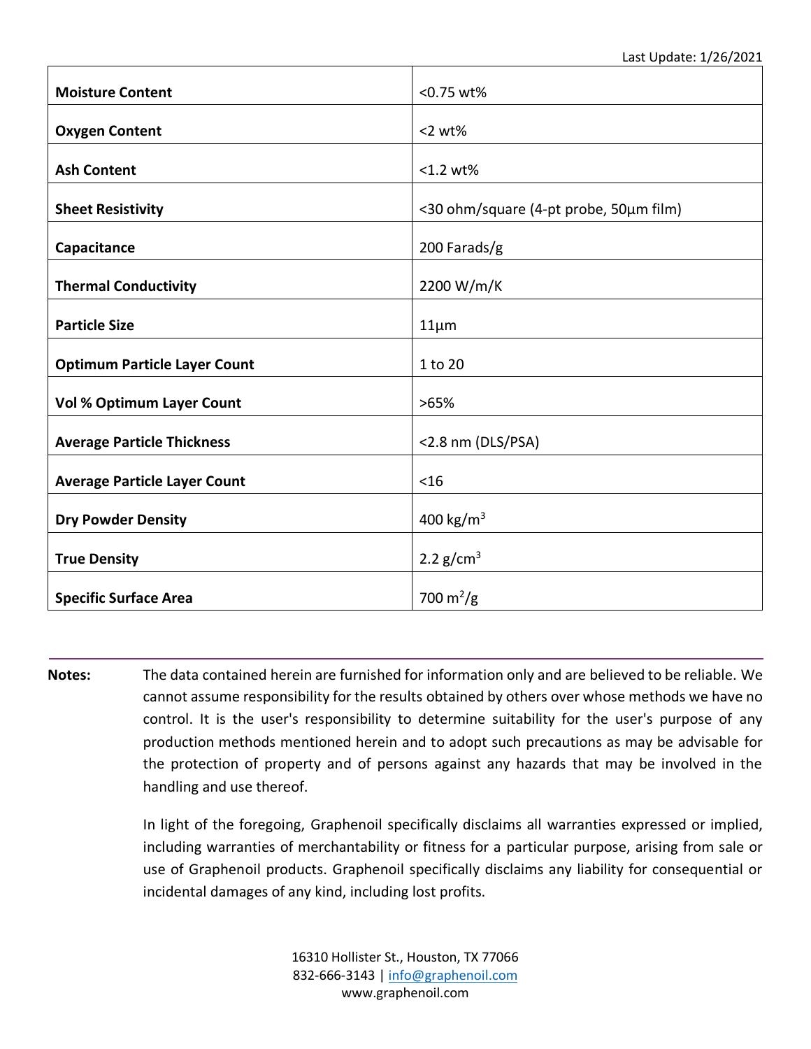| | |
|---|---|
| **Moisture Content** | <0.75 wt% |
| **Oxygen Content** | <2 wt% |
| **Ash Content** | <1.2 wt% |
| **Sheet Resistivity** | <30 ohm/square (4-pt probe, 50µm film) |
| **Capacitance** | 200 Farads/g |
| **Thermal Conductivity** | 2200 W/m/K |
| **Particle Size** | 11µm |
| **Optimum Particle Layer Count** | 1 to 20 |
| **Vol % Optimum Layer Count** | >65% |
| **Average Particle Thickness** | <2.8 nm (DLS/PSA) |
| **Average Particle Layer Count** | <16 |
| **Dry Powder Density** | 400 $kg/m^3$ |
| **True Density** | 2.2 $g/cm^3$ |
| **Specific Surface Area** | 700 $m^2/g$ |

**Notes:** The data contained herein are furnished for information only and are believed to be reliable. We cannot assume responsibility for the results obtained by others over whose methods we have no control. It is the user's responsibility to determine suitability for the user's purpose of any production methods mentioned herein and to adopt such precautions as may be advisable for the protection of property and of persons against any hazards that may be involved in the handling and use thereof.

In light of the foregoing, Graphenoil specifically disclaims all warranties expressed or implied, including warranties of merchantability or fitness for a particular purpose, arising from sale or use of Graphenoil products. Graphenoil specifically disclaims any liability for consequential or incidental damages of any kind, including lost profits.

16310 Hollister St., Houston, TX 77066
832-666-3143 | info@graphenoil.com
www.graphenoil.com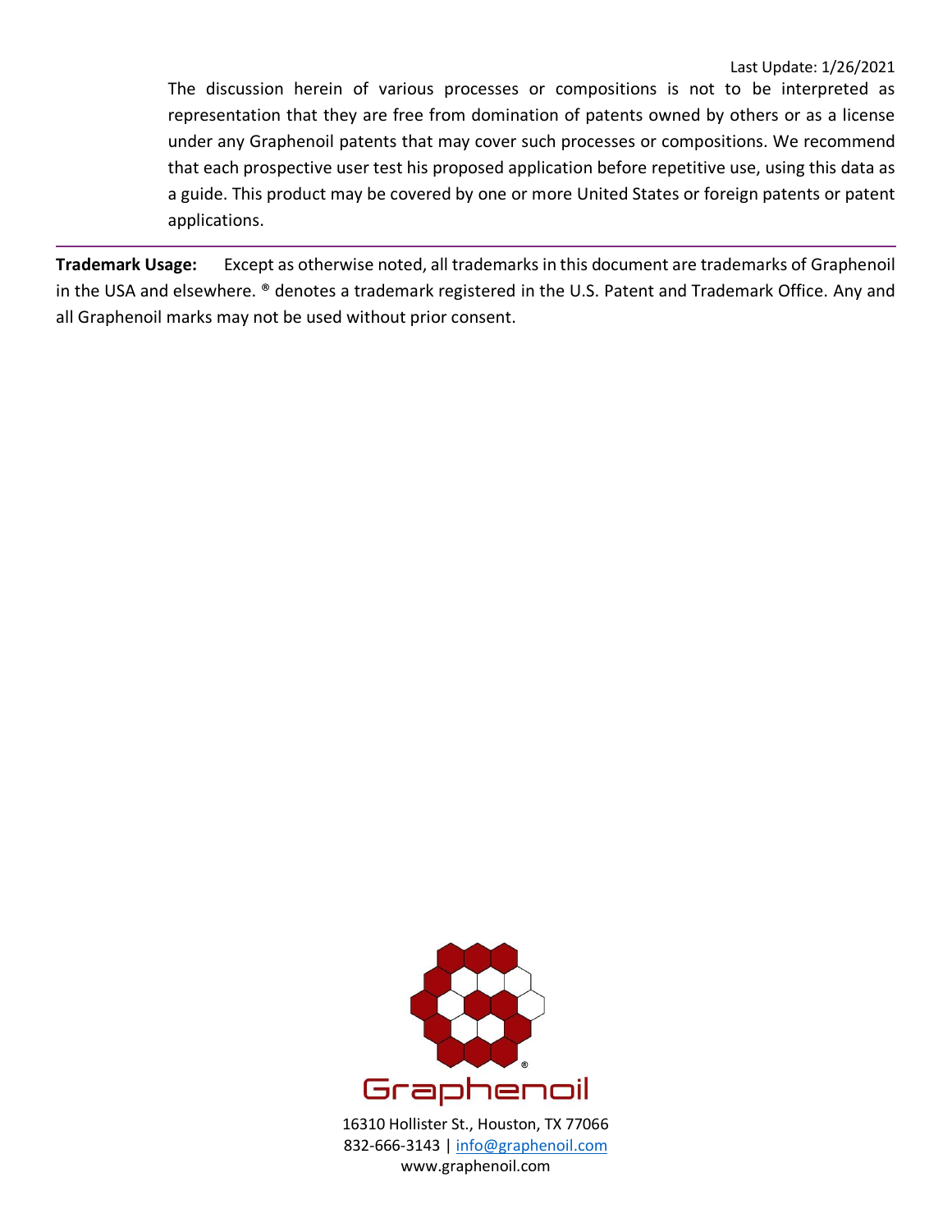Last Update: 1/26/2021

The discussion herein of various processes or compositions is not to be interpreted as representation that they are free from domination of patents owned by others or as a license under any Graphenoil patents that may cover such processes or compositions. We recommend that each prospective user test his proposed application before repetitive use, using this data as a guide. This product may be covered by one or more United States or foreign patents or patent applications.

---

**Trademark Usage:** Except as otherwise noted, all trademarks in this document are trademarks of Graphenoil in the USA and elsewhere. ® denotes a trademark registered in the U.S. Patent and Trademark Office. Any and all Graphenoil marks may not be used without prior consent.

Graphenoil®

16310 Hollister St., Houston, TX 77066
832-666-3143 | info@graphenoil.com
www.graphenoil.com